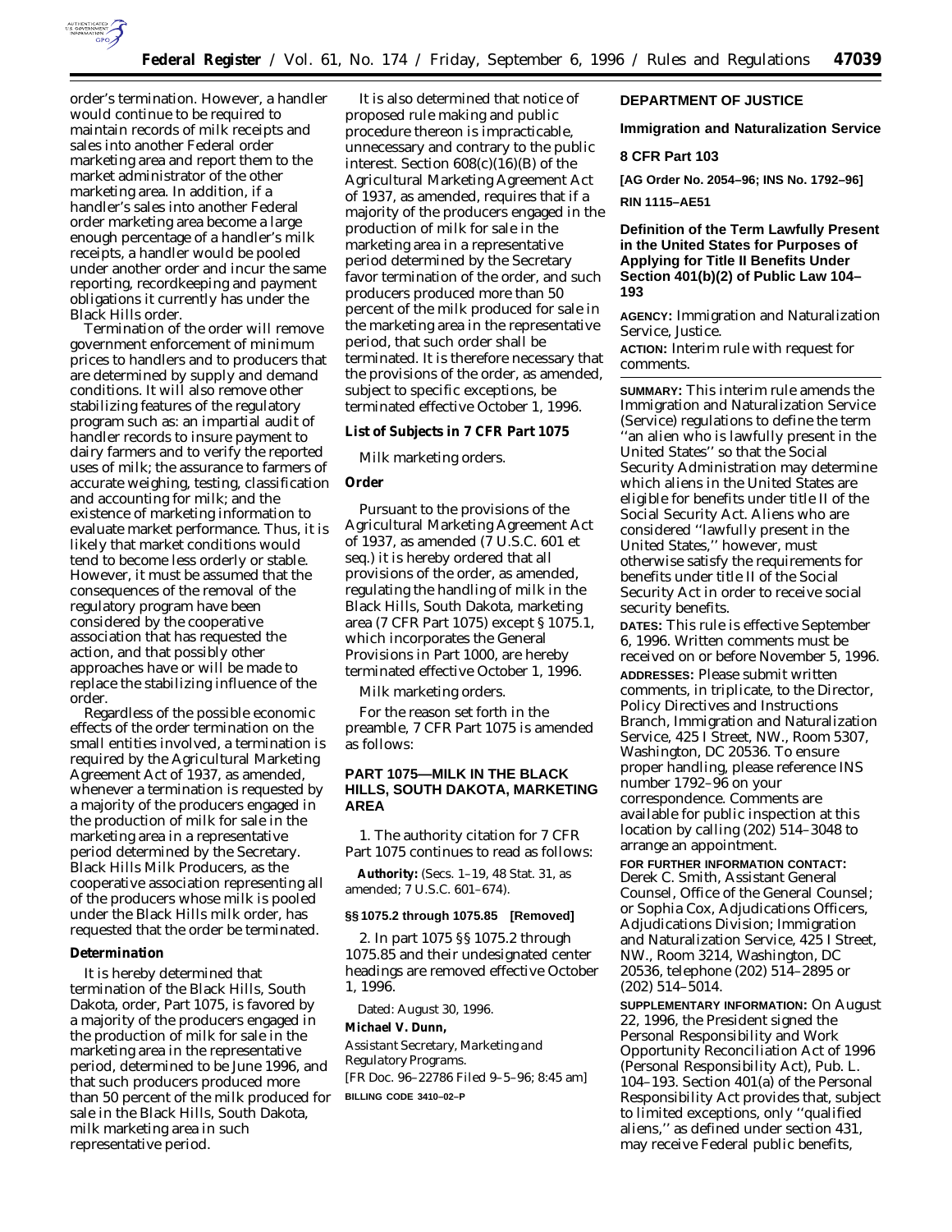order's termination. However, a handler would continue to be required to maintain records of milk receipts and sales into another Federal order marketing area and report them to the market administrator of the other marketing area. In addition, if a handler's sales into another Federal order marketing area become a large enough percentage of a handler's milk receipts, a handler would be pooled under another order and incur the same reporting, recordkeeping and payment obligations it currently has under the Black Hills order.

Termination of the order will remove government enforcement of minimum prices to handlers and to producers that are determined by supply and demand conditions. It will also remove other stabilizing features of the regulatory program such as: an impartial audit of handler records to insure payment to dairy farmers and to verify the reported uses of milk; the assurance to farmers of accurate weighing, testing, classification and accounting for milk; and the existence of marketing information to evaluate market performance. Thus, it is likely that market conditions would tend to become less orderly or stable. However, it must be assumed that the consequences of the removal of the regulatory program have been considered by the cooperative association that has requested the action, and that possibly other approaches have or will be made to replace the stabilizing influence of the order.

Regardless of the possible economic effects of the order termination on the small entities involved, a termination is required by the Agricultural Marketing Agreement Act of 1937, as amended, whenever a termination is requested by a majority of the producers engaged in the production of milk for sale in the marketing area in a representative period determined by the Secretary. Black Hills Milk Producers, as the cooperative association representing all of the producers whose milk is pooled under the Black Hills milk order, has requested that the order be terminated.

**Determination**

It is hereby determined that termination of the Black Hills, South Dakota, order, Part 1075, is favored by a majority of the producers engaged in the production of milk for sale in the marketing area in the representative period, determined to be June 1996, and that such producers produced more than 50 percent of the milk produced for sale in the Black Hills, South Dakota, milk marketing area in such representative period.

It is also determined that notice of proposed rule making and public procedure thereon is impracticable, unnecessary and contrary to the public interest. Section 608(c)(16)(B) of the Agricultural Marketing Agreement Act of 1937, as amended, requires that if a majority of the producers engaged in the production of milk for sale in the marketing area in a representative period determined by the Secretary favor termination of the order, and such producers produced more than 50 percent of the milk produced for sale in the marketing area in the representative period, that such order shall be terminated. It is therefore necessary that the provisions of the order, as amended, subject to specific exceptions, be terminated effective October 1, 1996.

**List of Subjects in 7 CFR Part 1075**

Milk marketing orders.

**Order**

Pursuant to the provisions of the Agricultural Marketing Agreement Act of 1937, as amended (7 U.S.C. 601 et seq.) it is hereby ordered that all provisions of the order, as amended, regulating the handling of milk in the Black Hills, South Dakota, marketing area (7 CFR Part 1075) except § 1075.1, which incorporates the General Provisions in Part 1000, are hereby terminated effective October 1, 1996.

Milk marketing orders.

For the reason set forth in the preamble, 7 CFR Part 1075 is amended as follows:

## PART 1075—MILK IN THE BLACK HILLS, SOUTH DAKOTA, MARKETING AREA

1. The authority citation for 7 CFR Part 1075 continues to read as follows:

**Authority:** (Secs. 1–19, 48 Stat. 31, as amended; 7 U.S.C. 601–674).

**§§ 1075.2 through 1075.85 [Removed]**

2. In part 1075 §§ 1075.2 through 1075.85 and their undesignated center headings are removed effective October 1, 1996.

Dated: August 30, 1996.

**Michael V. Dunn,**

*Assistant Secretary, Marketing and Regulatory Programs.*

[FR Doc. 96–22786 Filed 9–5–96; 8:45 am]

**BILLING CODE 3410–02–P**

---

**DEPARTMENT OF JUSTICE**

**Immigration and Naturalization Service**

**8 CFR Part 103**

**[AG Order No. 2054–96; INS No. 1792–96]**

**RIN 1115–AE51**

## Definition of the Term Lawfully Present in the United States for Purposes of Applying for Title II Benefits Under Section 401(b)(2) of Public Law 104–193

**AGENCY:** Immigration and Naturalization Service, Justice.

**ACTION:** Interim rule with request for comments.

**SUMMARY:** This interim rule amends the Immigration and Naturalization Service (Service) regulations to define the term ''an alien who is lawfully present in the United States'' so that the Social Security Administration may determine which aliens in the United States are eligible for benefits under title II of the Social Security Act. Aliens who are considered ''lawfully present in the United States,'' however, must otherwise satisfy the requirements for benefits under title II of the Social Security Act in order to receive social security benefits.

**DATES:** This rule is effective September 6, 1996. Written comments must be received on or before November 5, 1996.

**ADDRESSES:** Please submit written comments, in triplicate, to the Director, Policy Directives and Instructions Branch, Immigration and Naturalization Service, 425 I Street, NW., Room 5307, Washington, DC 20536. To ensure proper handling, please reference INS number 1792–96 on your correspondence. Comments are available for public inspection at this location by calling (202) 514–3048 to arrange an appointment.

**FOR FURTHER INFORMATION CONTACT:** Derek C. Smith, Assistant General Counsel, Office of the General Counsel; or Sophia Cox, Adjudications Officers, Adjudications Division; Immigration and Naturalization Service, 425 I Street, NW., Room 3214, Washington, DC 20536, telephone (202) 514–2895 or (202) 514–5014.

**SUPPLEMENTARY INFORMATION:** On August 22, 1996, the President signed the Personal Responsibility and Work Opportunity Reconciliation Act of 1996 (Personal Responsibility Act), Pub. L. 104–193. Section 401(a) of the Personal Responsibility Act provides that, subject to limited exceptions, only ''qualified aliens,'' as defined under section 431, may receive Federal public benefits,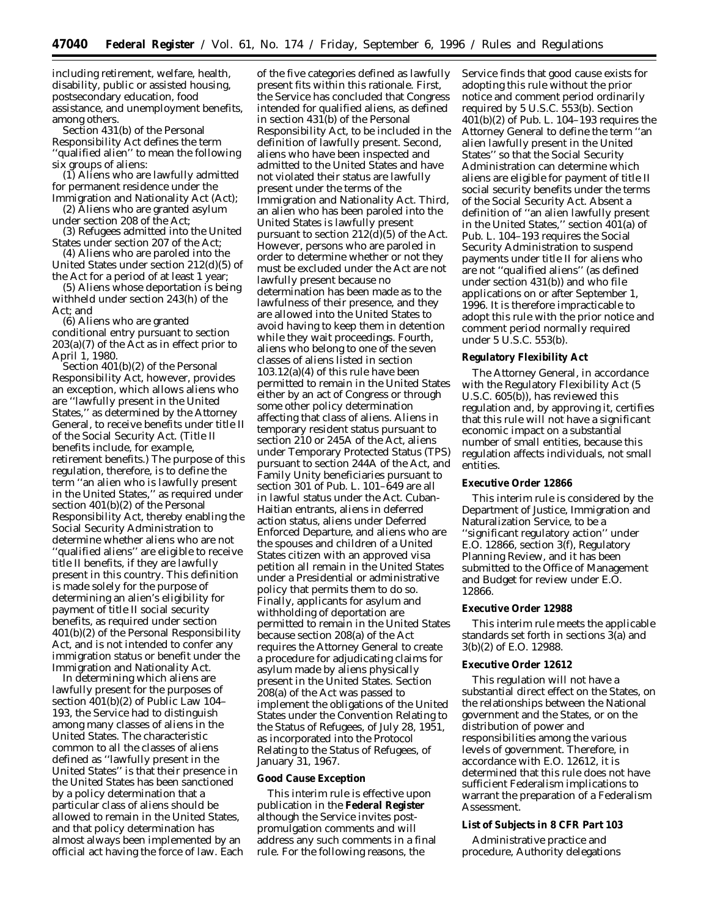including retirement, welfare, health, disability, public or assisted housing, postsecondary education, food assistance, and unemployment benefits, among others.

Section 431(b) of the Personal Responsibility Act defines the term ''qualified alien'' to mean the following six groups of aliens:

(1) Aliens who are lawfully admitted for permanent residence under the Immigration and Nationality Act (Act);

(2) Aliens who are granted asylum under section 208 of the Act;

(3) Refugees admitted into the United States under section 207 of the Act;

(4) Aliens who are paroled into the United States under section 212(d)(5) of the Act for a period of at least 1 year;

(5) Aliens whose deportation is being withheld under section 243(h) of the Act; and

(6) Aliens who are granted conditional entry pursuant to section 203(a)(7) of the Act as in effect prior to April 1, 1980.

Section 401(b)(2) of the Personal Responsibility Act, however, provides an exception, which allows aliens who are ''lawfully present in the United States,'' as determined by the Attorney General, to receive benefits under title II of the Social Security Act. (Title II benefits include, for example, retirement benefits.) The purpose of this regulation, therefore, is to define the term ''an alien who is lawfully present in the United States,'' as required under section 401(b)(2) of the Personal Responsibility Act, thereby enabling the Social Security Administration to determine whether aliens who are not ''qualified aliens'' are eligible to receive title II benefits, if they are lawfully present in this country. This definition is made solely for the purpose of determining an alien's eligibility for payment of title II social security benefits, as required under section 401(b)(2) of the Personal Responsibility Act, and is not intended to confer any immigration status or benefit under the Immigration and Nationality Act.

In determining which aliens are lawfully present for the purposes of section 401(b)(2) of Public Law 104–193, the Service had to distinguish among many classes of aliens in the United States. The characteristic common to all the classes of aliens defined as ''lawfully present in the United States'' is that their presence in the United States has been sanctioned by a policy determination that a particular class of aliens should be allowed to remain in the United States, and that policy determination has almost always been implemented by an official act having the force of law. Each of the five categories defined as lawfully present fits within this rationale. First, the Service has concluded that Congress intended for qualified aliens, as defined in section 431(b) of the Personal Responsibility Act, to be included in the definition of lawfully present. Second, aliens who have been inspected and admitted to the United States and have not violated their status are lawfully present under the terms of the Immigration and Nationality Act. Third, an alien who has been paroled into the United States is lawfully present pursuant to section 212(d)(5) of the Act. However, persons who are paroled in in order to determine whether or not they must be excluded under the Act are not lawfully present because no determination has been made as to the lawfulness of their presence, and they are allowed into the United States to avoid having to keep them in detention while they wait proceedings. Fourth, aliens who belong to one of the seven classes of aliens listed in section 103.12(a)(4) of this rule have been permitted to remain in the United States either by an act of Congress or through some other policy determination affecting that class of aliens. Aliens in temporary resident status pursuant to section 210 or 245A of the Act, aliens under Temporary Protected Status (TPS) pursuant to section 244A of the Act, and Family Unity beneficiaries pursuant to section 301 of Pub. L. 101–649 are all in lawful status under the Act. Cuban-Haitian entrants, aliens in deferred action status, aliens under Deferred Enforced Departure, and aliens who are the spouses and children of a United States citizen with an approved visa petition all remain in the United States under a Presidential or administrative policy that permits them to do so. Finally, applicants for asylum and withholding of deportation are permitted to remain in the United States because section 208(a) of the Act requires the Attorney General to create a procedure for adjudicating claims for asylum made by aliens physically present in the United States. Section 208(a) of the Act was passed to implement the obligations of the United States under the Convention Relating to the Status of Refugees, of July 28, 1951, as incorporated into the Protocol Relating to the Status of Refugees, of January 31, 1967.

**Good Cause Exception**

This interim rule is effective upon publication in the **Federal Register** although the Service invites post-promulgation comments and will address any such comments in a final rule. For the following reasons, the Service finds that good cause exists for adopting this rule without the prior notice and comment period ordinarily required by 5 U.S.C. 553(b). Section 401(b)(2) of Pub. L. 104–193 requires the Attorney General to define the term ''an alien lawfully present in the United States'' so that the Social Security Administration can determine which aliens are eligible for payment of title II social security benefits under the terms of the Social Security Act. Absent a definition of ''an alien lawfully present in the United States,'' section 401(a) of Pub. L. 104–193 requires the Social Security Administration to suspend payments under title II for aliens who are not ''qualified aliens'' (as defined under section 431(b)) and who file applications on or after September 1, 1996. It is therefore impracticable to adopt this rule with the prior notice and comment period normally required under 5 U.S.C. 553(b).

**Regulatory Flexibility Act**

The Attorney General, in accordance with the Regulatory Flexibility Act (5 U.S.C. 605(b)), has reviewed this regulation and, by approving it, certifies that this rule will not have a significant economic impact on a substantial number of small entities, because this regulation affects individuals, not small entities.

**Executive Order 12866**

This interim rule is considered by the Department of Justice, Immigration and Naturalization Service, to be a ''significant regulatory action'' under E.O. 12866, section 3(f), Regulatory Planning Review, and it has been submitted to the Office of Management and Budget for review under E.O. 12866.

**Executive Order 12988**

This interim rule meets the applicable standards set forth in sections 3(a) and 3(b)(2) of E.O. 12988.

**Executive Order 12612**

This regulation will not have a substantial direct effect on the States, on the relationships between the National government and the States, or on the distribution of power and responsibilities among the various levels of government. Therefore, in accordance with E.O. 12612, it is determined that this rule does not have sufficient Federalism implications to warrant the preparation of a Federalism Assessment.

**List of Subjects in 8 CFR Part 103**

Administrative practice and procedure, Authority delegations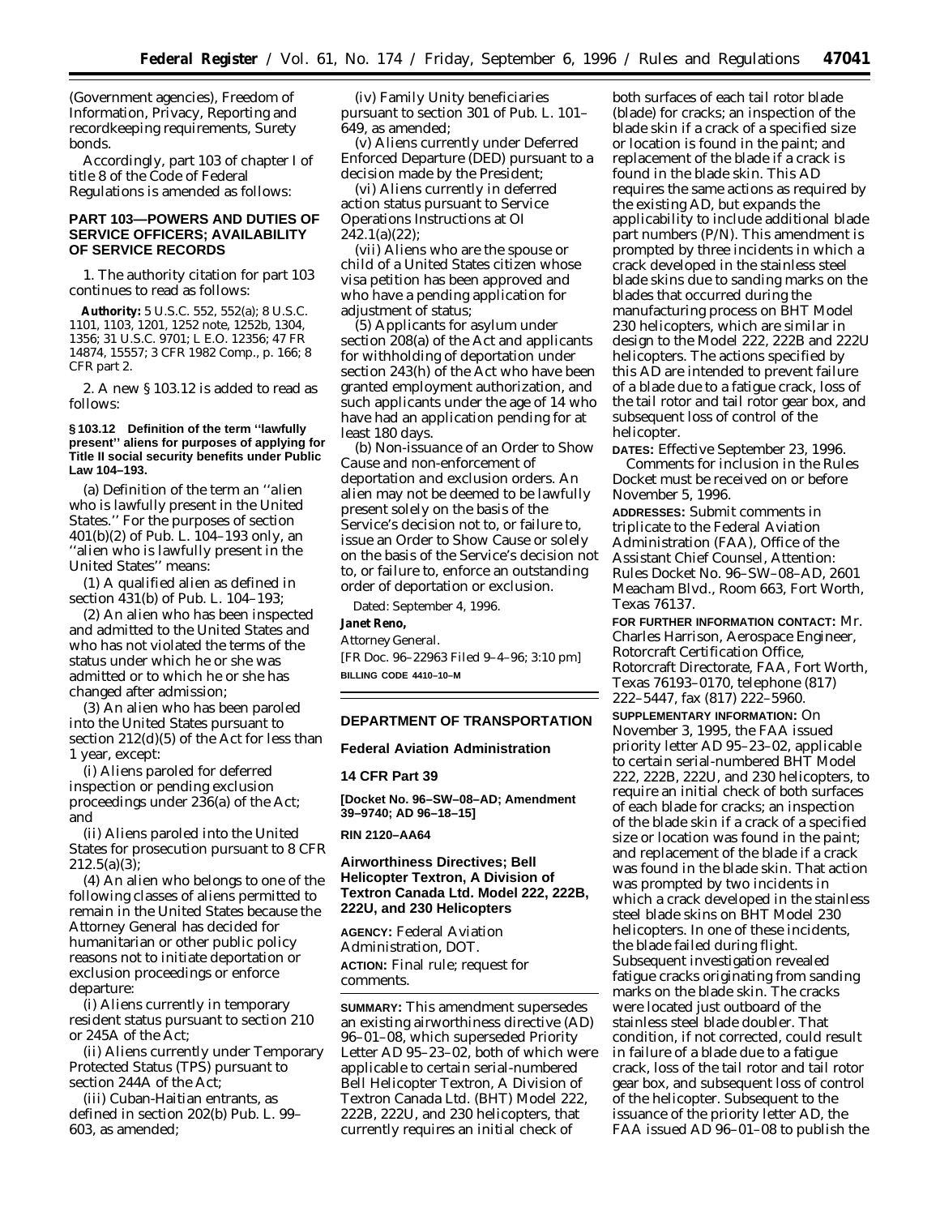(Government agencies), Freedom of Information, Privacy, Reporting and recordkeeping requirements, Surety bonds.

Accordingly, part 103 of chapter I of title 8 of the Code of Federal Regulations is amended as follows:

## PART 103—POWERS AND DUTIES OF SERVICE OFFICERS; AVAILABILITY OF SERVICE RECORDS

1. The authority citation for part 103 continues to read as follows:

**Authority:** 5 U.S.C. 552, 552(a); 8 U.S.C. 1101, 1103, 1201, 1252 note, 1252b, 1304, 1356; 31 U.S.C. 9701; L E.O. 12356; 47 FR 14874, 15557; 3 CFR 1982 Comp., p. 166; 8 CFR part 2.

2. A new § 103.12 is added to read as follows:

**§ 103.12 Definition of the term ''lawfully present'' aliens for purposes of applying for Title II social security benefits under Public Law 104–193.**

(a) *Definition of the term an ''alien who is lawfully present in the United States.''* For the purposes of section 401(b)(2) of Pub. L. 104–193 only, an ''alien who is lawfully present in the United States'' means:

(1) A qualified alien as defined in section 431(b) of Pub. L. 104–193;

(2) An alien who has been inspected and admitted to the United States and who has not violated the terms of the status under which he or she was admitted or to which he or she has changed after admission;

(3) An alien who has been paroled into the United States pursuant to section 212(d)(5) of the Act for less than 1 year, except:

(i) Aliens paroled for deferred inspection or pending exclusion proceedings under 236(a) of the Act; and

(ii) Aliens paroled into the United States for prosecution pursuant to 8 CFR 212.5(a)(3);

(4) An alien who belongs to one of the following classes of aliens permitted to remain in the United States because the Attorney General has decided for humanitarian or other public policy reasons not to initiate deportation or exclusion proceedings or enforce departure:

(i) Aliens currently in temporary resident status pursuant to section 210 or 245A of the Act;

(ii) Aliens currently under Temporary Protected Status (TPS) pursuant to section 244A of the Act;

(iii) Cuban-Haitian entrants, as defined in section 202(b) Pub. L. 99–603, as amended;

(iv) Family Unity beneficiaries pursuant to section 301 of Pub. L. 101–649, as amended;

(v) Aliens currently under Deferred Enforced Departure (DED) pursuant to a decision made by the President;

(vi) Aliens currently in deferred action status pursuant to Service Operations Instructions at OI 242.1(a)(22);

(vii) Aliens who are the spouse or child of a United States citizen whose visa petition has been approved and who have a pending application for adjustment of status;

(5) Applicants for asylum under section 208(a) of the Act and applicants for withholding of deportation under section 243(h) of the Act who have been granted employment authorization, and such applicants under the age of 14 who have had an application pending for at least 180 days.

(b) *Non-issuance of an Order to Show Cause and non-enforcement of deportation and exclusion orders.* An alien may not be deemed to be lawfully present solely on the basis of the Service's decision not to, or failure to, issue an Order to Show Cause or solely on the basis of the Service's decision not to, or failure to, enforce an outstanding order of deportation or exclusion.

Dated: September 4, 1996.

**Janet Reno,**

*Attorney General.*

[FR Doc. 96–22963 Filed 9–4–96; 3:10 pm]

**BILLING CODE 4410–10–M**

---

## DEPARTMENT OF TRANSPORTATION

### Federal Aviation Administration

### 14 CFR Part 39

**[Docket No. 96–SW–08–AD; Amendment 39–9740; AD 96–18–15]**

**RIN 2120–AA64**

## Airworthiness Directives; Bell Helicopter Textron, A Division of Textron Canada Ltd. Model 222, 222B, 222U, and 230 Helicopters

**AGENCY:** Federal Aviation Administration, DOT.

**ACTION:** Final rule; request for comments.

**SUMMARY:** This amendment supersedes an existing airworthiness directive (AD) 96–01–08, which superseded Priority Letter AD 95–23–02, both of which were applicable to certain serial-numbered Bell Helicopter Textron, A Division of Textron Canada Ltd. (BHT) Model 222, 222B, 222U, and 230 helicopters, that currently requires an initial check of both surfaces of each tail rotor blade (blade) for cracks; an inspection of the blade skin if a crack of a specified size or location is found in the paint; and replacement of the blade if a crack is found in the blade skin. This AD requires the same actions as required by the existing AD, but expands the applicability to include additional blade part numbers (P/N). This amendment is prompted by three incidents in which a crack developed in the stainless steel blade skins due to sanding marks on the blades that occurred during the manufacturing process on BHT Model 230 helicopters, which are similar in design to the Model 222, 222B and 222U helicopters. The actions specified by this AD are intended to prevent failure of a blade due to a fatigue crack, loss of the tail rotor and tail rotor gear box, and subsequent loss of control of the helicopter.

**DATES:** Effective September 23, 1996.

Comments for inclusion in the Rules Docket must be received on or before November 5, 1996.

**ADDRESSES:** Submit comments in triplicate to the Federal Aviation Administration (FAA), Office of the Assistant Chief Counsel, Attention: Rules Docket No. 96–SW–08–AD, 2601 Meacham Blvd., Room 663, Fort Worth, Texas 76137.

**FOR FURTHER INFORMATION CONTACT:** Mr. Charles Harrison, Aerospace Engineer, Rotorcraft Certification Office, Rotorcraft Directorate, FAA, Fort Worth, Texas 76193–0170, telephone (817) 222–5447, fax (817) 222–5960.

**SUPPLEMENTARY INFORMATION:** On November 3, 1995, the FAA issued priority letter AD 95–23–02, applicable to certain serial-numbered BHT Model 222, 222B, 222U, and 230 helicopters, to require an initial check of both surfaces of each blade for cracks; an inspection of the blade skin if a crack of a specified size or location was found in the paint; and replacement of the blade if a crack was found in the blade skin. That action was prompted by two incidents in which a crack developed in the stainless steel blade skins on BHT Model 230 helicopters. In one of these incidents, the blade failed during flight. Subsequent investigation revealed fatigue cracks originating from sanding marks on the blade skin. The cracks were located just outboard of the stainless steel blade doubler. That condition, if not corrected, could result in failure of a blade due to a fatigue crack, loss of the tail rotor and tail rotor gear box, and subsequent loss of control of the helicopter. Subsequent to the issuance of the priority letter AD, the FAA issued AD 96–01–08 to publish the